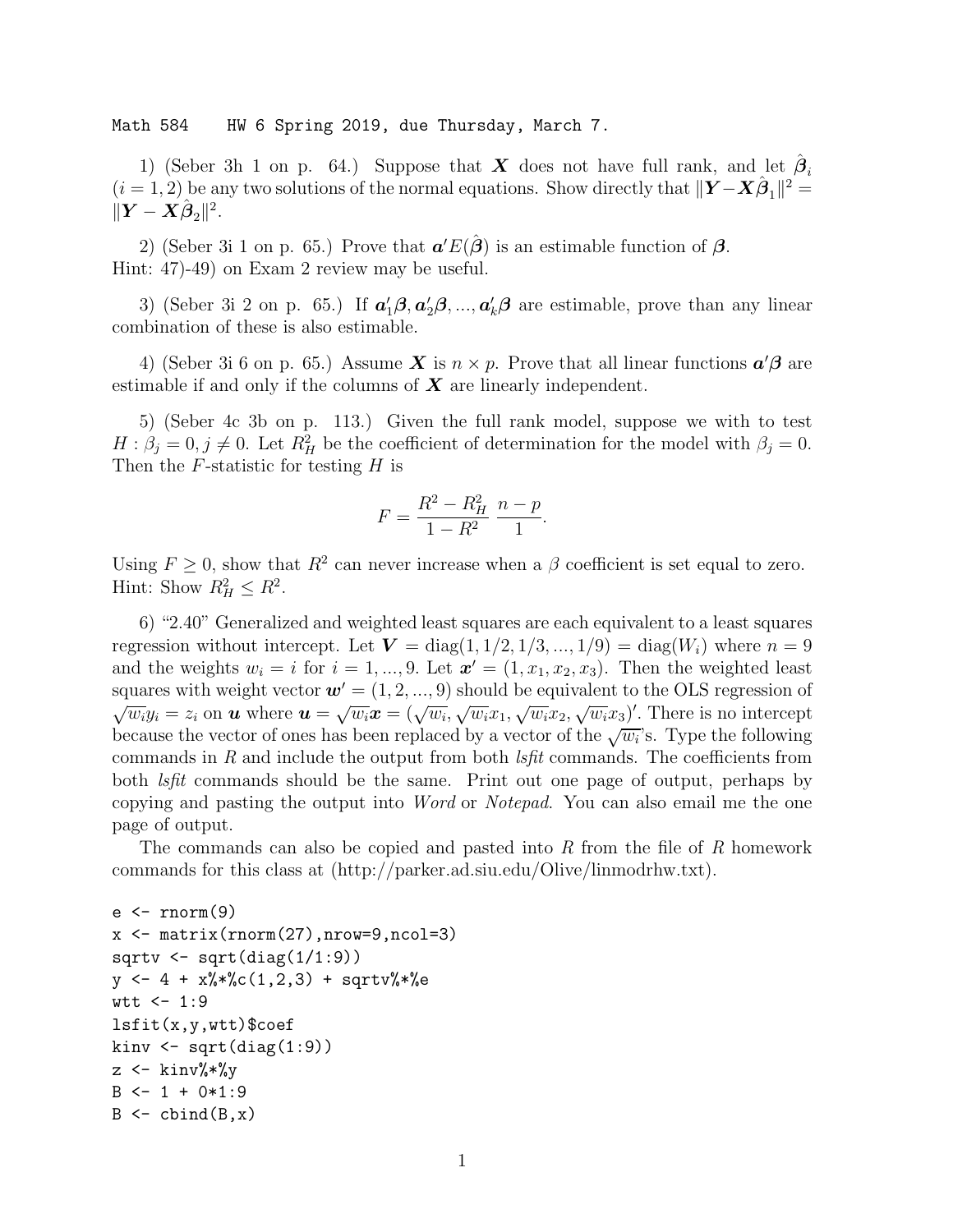Math 584  HW 6 Spring 2019, due Thursday, March 7.

1) (Seber 3h 1 on p. 64.) Suppose that $\boldsymbol{X}$ does not have full rank, and let $\hat{\boldsymbol{\beta}}_i$ $(i = 1, 2)$ be any two solutions of the normal equations. Show directly that $\|\boldsymbol{Y} - \boldsymbol{X}\hat{\boldsymbol{\beta}}_1\|^2 = \|\boldsymbol{Y} - \boldsymbol{X}\hat{\boldsymbol{\beta}}_2\|^2$.

2) (Seber 3i 1 on p. 65.) Prove that $\boldsymbol{a}'E(\hat{\boldsymbol{\beta}})$ is an estimable function of $\boldsymbol{\beta}$.
Hint: 47)-49) on Exam 2 review may be useful.

3) (Seber 3i 2 on p. 65.) If $\boldsymbol{a}_1'\boldsymbol{\beta}, \boldsymbol{a}_2'\boldsymbol{\beta}, ..., \boldsymbol{a}_k'\boldsymbol{\beta}$ are estimable, prove than any linear combination of these is also estimable.

4) (Seber 3i 6 on p. 65.) Assume $\boldsymbol{X}$ is $n \times p$. Prove that all linear functions $\boldsymbol{a}'\boldsymbol{\beta}$ are estimable if and only if the columns of $\boldsymbol{X}$ are linearly independent.

5) (Seber 4c 3b on p. 113.) Given the full rank model, suppose we with to test $H : \beta_j = 0, j \neq 0$. Let $R_H^2$ be the coefficient of determination for the model with $\beta_j = 0$. Then the $F$-statistic for testing $H$ is

$$F = \frac{R^2 - R_H^2}{1 - R^2} \; \frac{n-p}{1}.$$

Using $F \geq 0$, show that $R^2$ can never increase when a $\beta$ coefficient is set equal to zero.
Hint: Show $R_H^2 \leq R^2$.

6) "2.40" Generalized and weighted least squares are each equivalent to a least squares regression without intercept. Let $\boldsymbol{V} = \text{diag}(1, 1/2, 1/3, ..., 1/9) = \text{diag}(W_i)$ where $n = 9$ and the weights $w_i = i$ for $i = 1, ..., 9$. Let $\boldsymbol{x}' = (1, x_1, x_2, x_3)$. Then the weighted least squares with weight vector $\boldsymbol{w}' = (1, 2, ..., 9)$ should be equivalent to the OLS regression of $\sqrt{w_i}y_i = z_i$ on $\boldsymbol{u}$ where $\boldsymbol{u} = \sqrt{w_i}\boldsymbol{x} = (\sqrt{w_i}, \sqrt{w_i}x_1, \sqrt{w_i}x_2, \sqrt{w_i}x_3)'$. There is no intercept because the vector of ones has been replaced by a vector of the $\sqrt{w_i}$'s. Type the following commands in *R* and include the output from both *lsfit* commands. The coefficients from both *lsfit* commands should be the same. Print out one page of output, perhaps by copying and pasting the output into *Word* or *Notepad*. You can also email me the one page of output.

The commands can also be copied and pasted into *R* from the file of *R* homework commands for this class at (http://parker.ad.siu.edu/Olive/linmodrhw.txt).

```
e <- rnorm(9)
x <- matrix(rnorm(27),nrow=9,ncol=3)
sqrtv <- sqrt(diag(1/1:9))
y <- 4 + x%*%c(1,2,3) + sqrtv%*%e
wtt <- 1:9
lsfit(x,y,wtt)$coef
kinv <- sqrt(diag(1:9))
z <- kinv%*%y
B <- 1 + 0*1:9
B <- cbind(B,x)
```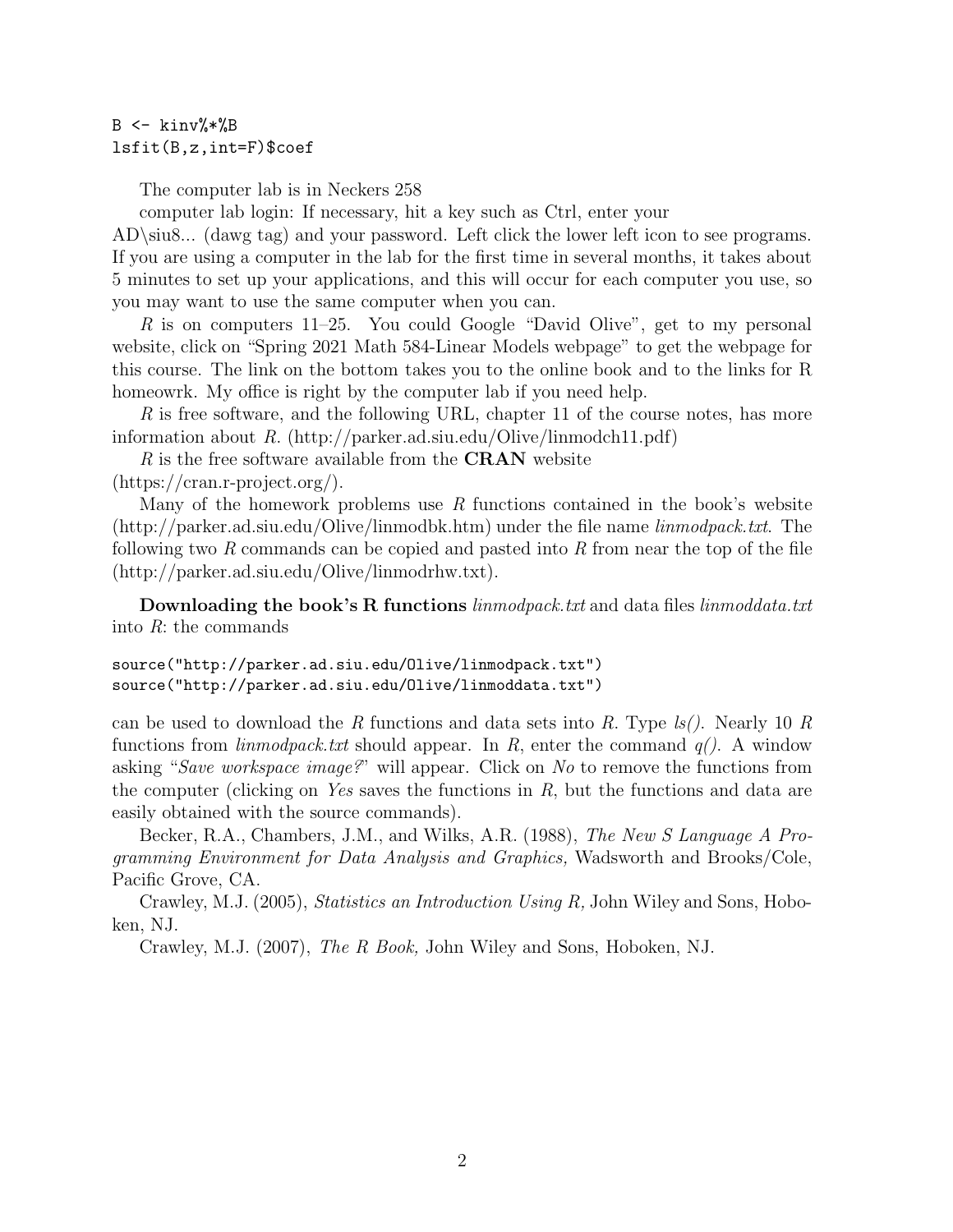```
B <- kinv%*%B
lsfit(B,z,int=F)$coef
```

The computer lab is in Neckers 258

computer lab login: If necessary, hit a key such as Ctrl, enter your AD\siu8... (dawg tag) and your password. Left click the lower left icon to see programs. If you are using a computer in the lab for the first time in several months, it takes about 5 minutes to set up your applications, and this will occur for each computer you use, so you may want to use the same computer when you can.

*R* is on computers 11–25. You could Google "David Olive", get to my personal website, click on "Spring 2021 Math 584-Linear Models webpage" to get the webpage for this course. The link on the bottom takes you to the online book and to the links for R homeowrk. My office is right by the computer lab if you need help.

*R* is free software, and the following URL, chapter 11 of the course notes, has more information about *R*. (http://parker.ad.siu.edu/Olive/linmodch11.pdf)

*R* is the free software available from the **CRAN** website (https://cran.r-project.org/).

Many of the homework problems use *R* functions contained in the book's website (http://parker.ad.siu.edu/Olive/linmodbk.htm) under the file name *linmodpack.txt*. The following two *R* commands can be copied and pasted into *R* from near the top of the file (http://parker.ad.siu.edu/Olive/linmodrhw.txt).

**Downloading the book's R functions** *linmodpack.txt* and data files *linmoddata.txt* into *R*: the commands

```
source("http://parker.ad.siu.edu/Olive/linmodpack.txt")
source("http://parker.ad.siu.edu/Olive/linmoddata.txt")
```

can be used to download the *R* functions and data sets into *R*. Type *ls()*. Nearly 10 *R* functions from *linmodpack.txt* should appear. In *R*, enter the command *q()*. A window asking "*Save workspace image?*" will appear. Click on *No* to remove the functions from the computer (clicking on *Yes* saves the functions in *R*, but the functions and data are easily obtained with the source commands).

Becker, R.A., Chambers, J.M., and Wilks, A.R. (1988), *The New S Language A Programming Environment for Data Analysis and Graphics,* Wadsworth and Brooks/Cole, Pacific Grove, CA.

Crawley, M.J. (2005), *Statistics an Introduction Using R,* John Wiley and Sons, Hoboken, NJ.

Crawley, M.J. (2007), *The R Book,* John Wiley and Sons, Hoboken, NJ.